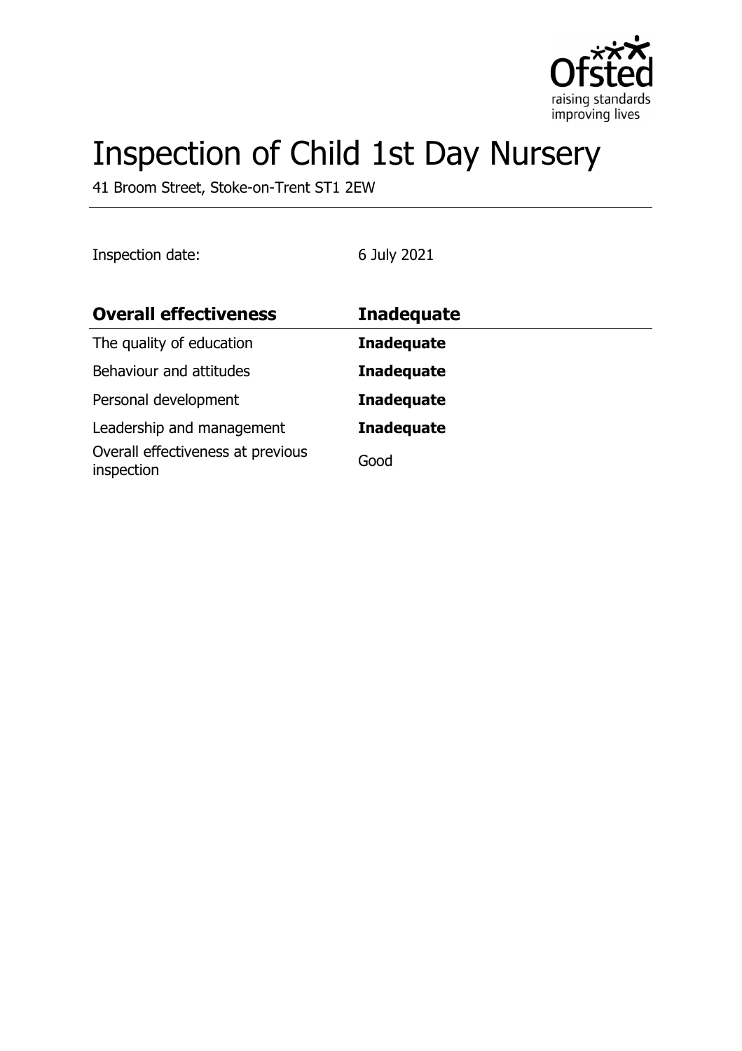# Inspection of Child 1st Day Nursery

41 Broom Street, Stoke-on-Trent ST1 2EW

Inspection date: 6 July 2021

| **Overall effectiveness** | **Inadequate** |
| --- | --- |
| The quality of education | **Inadequate** |
| Behaviour and attitudes | **Inadequate** |
| Personal development | **Inadequate** |
| Leadership and management | **Inadequate** |
| Overall effectiveness at previous inspection | Good |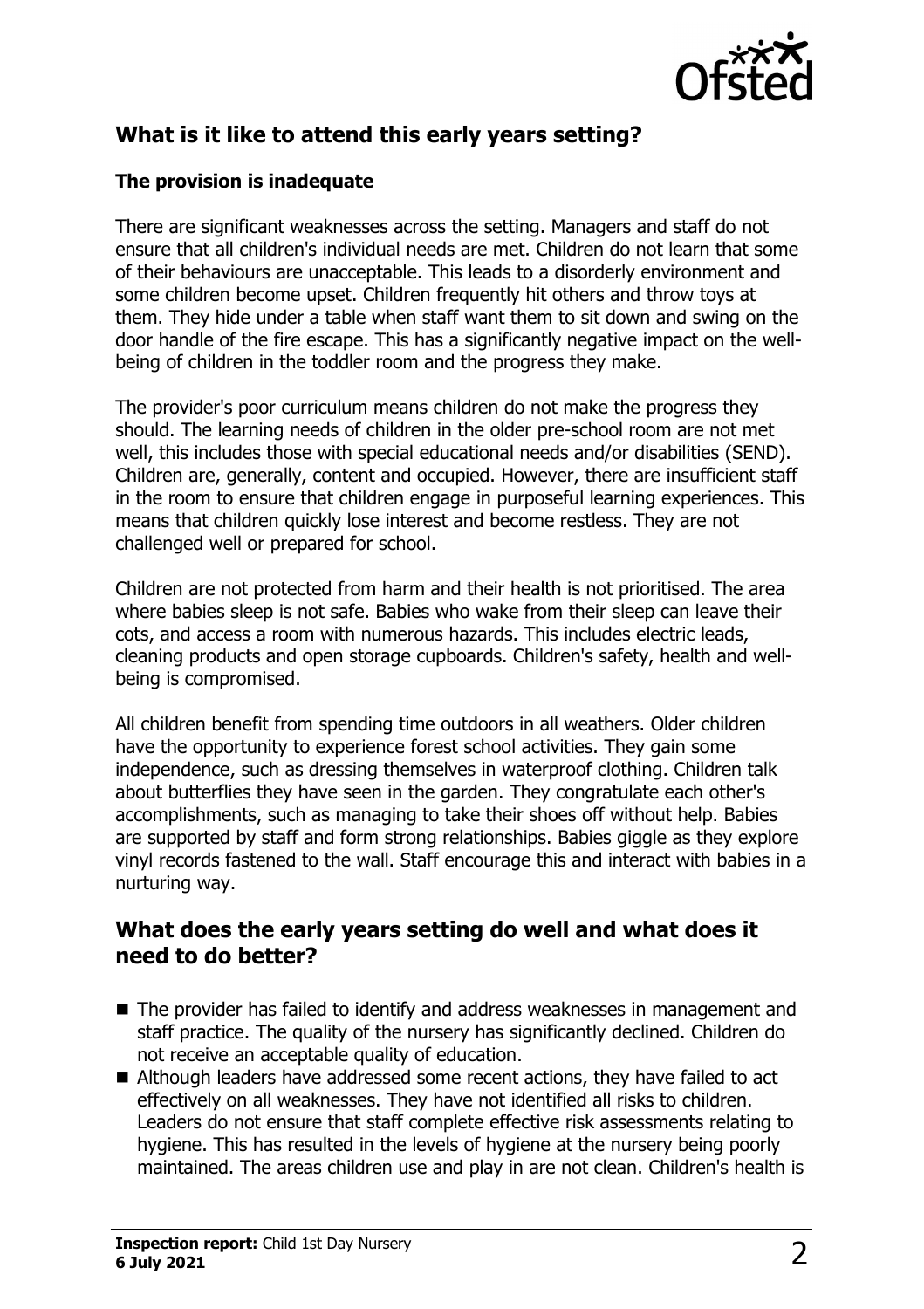## What is it like to attend this early years setting?

### The provision is inadequate

There are significant weaknesses across the setting. Managers and staff do not ensure that all children's individual needs are met. Children do not learn that some of their behaviours are unacceptable. This leads to a disorderly environment and some children become upset. Children frequently hit others and throw toys at them. They hide under a table when staff want them to sit down and swing on the door handle of the fire escape. This has a significantly negative impact on the well-being of children in the toddler room and the progress they make.

The provider's poor curriculum means children do not make the progress they should. The learning needs of children in the older pre-school room are not met well, this includes those with special educational needs and/or disabilities (SEND). Children are, generally, content and occupied. However, there are insufficient staff in the room to ensure that children engage in purposeful learning experiences. This means that children quickly lose interest and become restless. They are not challenged well or prepared for school.

Children are not protected from harm and their health is not prioritised. The area where babies sleep is not safe. Babies who wake from their sleep can leave their cots, and access a room with numerous hazards. This includes electric leads, cleaning products and open storage cupboards. Children's safety, health and well-being is compromised.

All children benefit from spending time outdoors in all weathers. Older children have the opportunity to experience forest school activities. They gain some independence, such as dressing themselves in waterproof clothing. Children talk about butterflies they have seen in the garden. They congratulate each other's accomplishments, such as managing to take their shoes off without help. Babies are supported by staff and form strong relationships. Babies giggle as they explore vinyl records fastened to the wall. Staff encourage this and interact with babies in a nurturing way.

## What does the early years setting do well and what does it need to do better?

- The provider has failed to identify and address weaknesses in management and staff practice. The quality of the nursery has significantly declined. Children do not receive an acceptable quality of education.
- Although leaders have addressed some recent actions, they have failed to act effectively on all weaknesses. They have not identified all risks to children. Leaders do not ensure that staff complete effective risk assessments relating to hygiene. This has resulted in the levels of hygiene at the nursery being poorly maintained. The areas children use and play in are not clean. Children's health is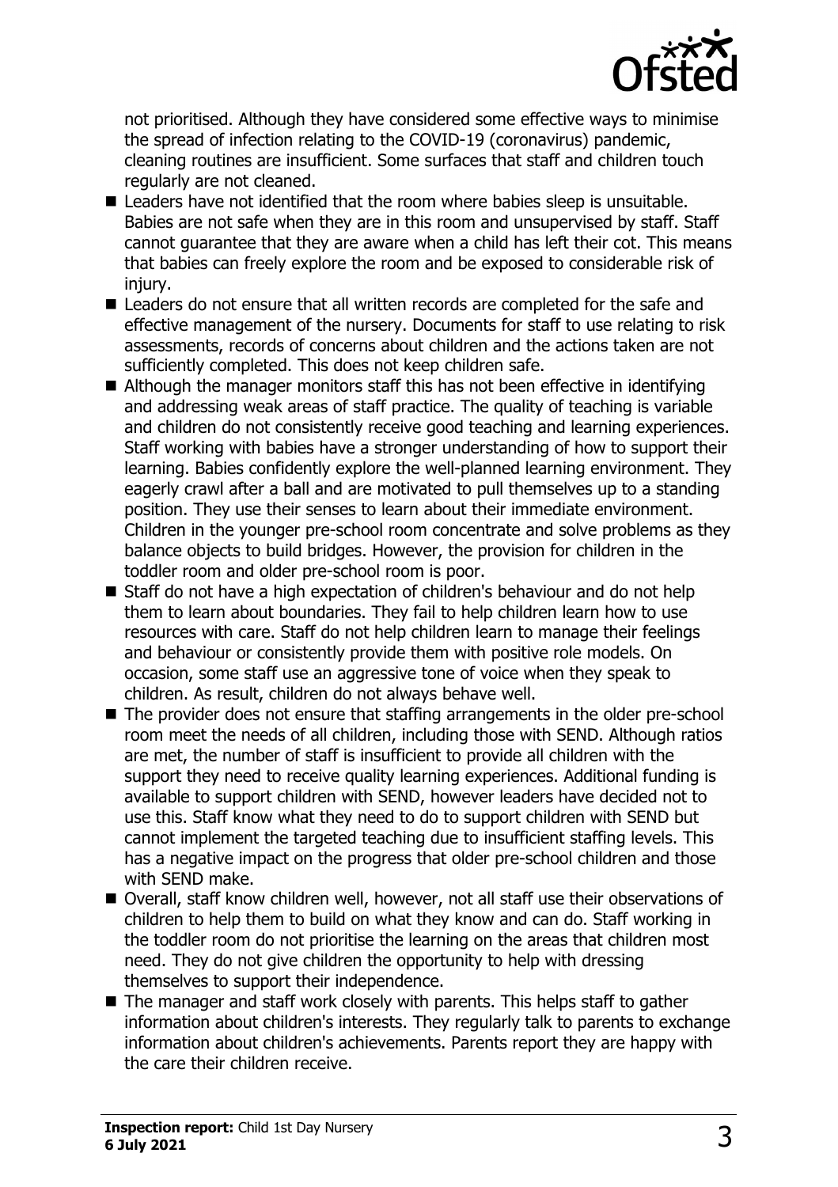not prioritised. Although they have considered some effective ways to minimise the spread of infection relating to the COVID-19 (coronavirus) pandemic, cleaning routines are insufficient. Some surfaces that staff and children touch regularly are not cleaned.

- Leaders have not identified that the room where babies sleep is unsuitable. Babies are not safe when they are in this room and unsupervised by staff. Staff cannot guarantee that they are aware when a child has left their cot. This means that babies can freely explore the room and be exposed to considerable risk of injury.
- Leaders do not ensure that all written records are completed for the safe and effective management of the nursery. Documents for staff to use relating to risk assessments, records of concerns about children and the actions taken are not sufficiently completed. This does not keep children safe.
- Although the manager monitors staff this has not been effective in identifying and addressing weak areas of staff practice. The quality of teaching is variable and children do not consistently receive good teaching and learning experiences. Staff working with babies have a stronger understanding of how to support their learning. Babies confidently explore the well-planned learning environment. They eagerly crawl after a ball and are motivated to pull themselves up to a standing position. They use their senses to learn about their immediate environment. Children in the younger pre-school room concentrate and solve problems as they balance objects to build bridges. However, the provision for children in the toddler room and older pre-school room is poor.
- Staff do not have a high expectation of children's behaviour and do not help them to learn about boundaries. They fail to help children learn how to use resources with care. Staff do not help children learn to manage their feelings and behaviour or consistently provide them with positive role models. On occasion, some staff use an aggressive tone of voice when they speak to children. As result, children do not always behave well.
- The provider does not ensure that staffing arrangements in the older pre-school room meet the needs of all children, including those with SEND. Although ratios are met, the number of staff is insufficient to provide all children with the support they need to receive quality learning experiences. Additional funding is available to support children with SEND, however leaders have decided not to use this. Staff know what they need to do to support children with SEND but cannot implement the targeted teaching due to insufficient staffing levels. This has a negative impact on the progress that older pre-school children and those with SEND make.
- Overall, staff know children well, however, not all staff use their observations of children to help them to build on what they know and can do. Staff working in the toddler room do not prioritise the learning on the areas that children most need. They do not give children the opportunity to help with dressing themselves to support their independence.
- The manager and staff work closely with parents. This helps staff to gather information about children's interests. They regularly talk to parents to exchange information about children's achievements. Parents report they are happy with the care their children receive.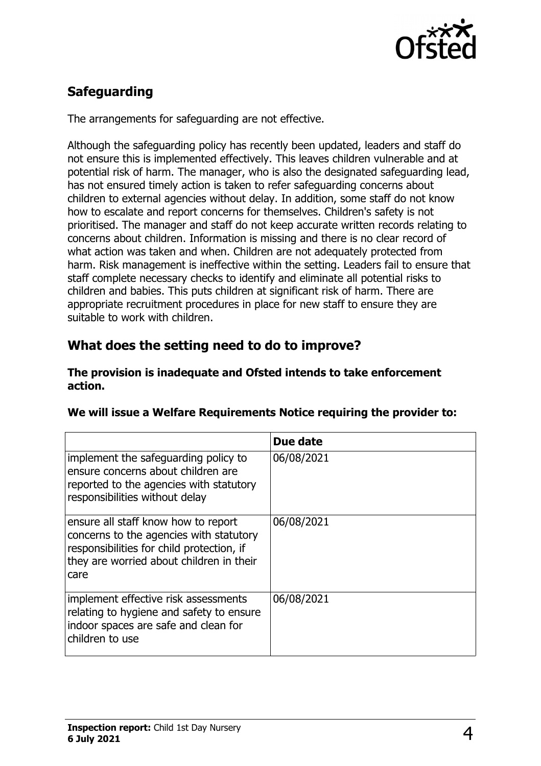## Safeguarding

The arrangements for safeguarding are not effective.

Although the safeguarding policy has recently been updated, leaders and staff do not ensure this is implemented effectively. This leaves children vulnerable and at potential risk of harm. The manager, who is also the designated safeguarding lead, has not ensured timely action is taken to refer safeguarding concerns about children to external agencies without delay. In addition, some staff do not know how to escalate and report concerns for themselves. Children's safety is not prioritised. The manager and staff do not keep accurate written records relating to concerns about children. Information is missing and there is no clear record of what action was taken and when. Children are not adequately protected from harm. Risk management is ineffective within the setting. Leaders fail to ensure that staff complete necessary checks to identify and eliminate all potential risks to children and babies. This puts children at significant risk of harm. There are appropriate recruitment procedures in place for new staff to ensure they are suitable to work with children.

## What does the setting need to do to improve?

**The provision is inadequate and Ofsted intends to take enforcement action.**

**We will issue a Welfare Requirements Notice requiring the provider to:**

| | **Due date** |
|---|---|
| implement the safeguarding policy to ensure concerns about children are reported to the agencies with statutory responsibilities without delay | 06/08/2021 |
| ensure all staff know how to report concerns to the agencies with statutory responsibilities for child protection, if they are worried about children in their care | 06/08/2021 |
| implement effective risk assessments relating to hygiene and safety to ensure indoor spaces are safe and clean for children to use | 06/08/2021 |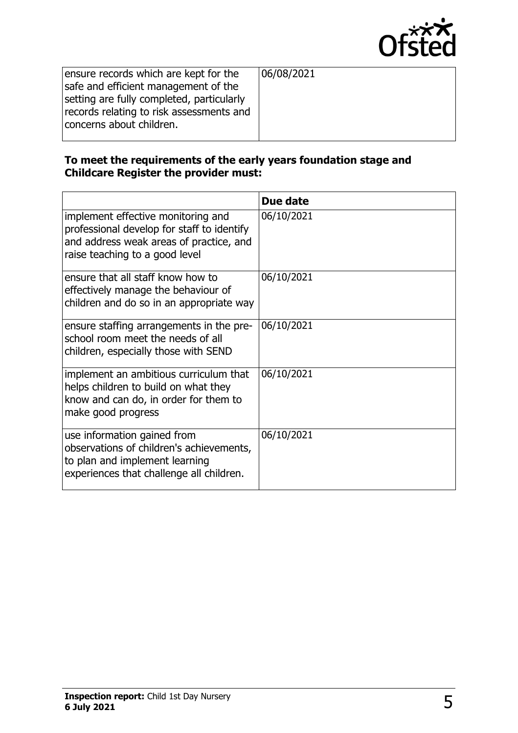| | |
|---|---|
| ensure records which are kept for the safe and efficient management of the setting are fully completed, particularly records relating to risk assessments and concerns about children. | 06/08/2021 |

**To meet the requirements of the early years foundation stage and Childcare Register the provider must:**

| | Due date |
|---|---|
| implement effective monitoring and professional develop for staff to identify and address weak areas of practice, and raise teaching to a good level | 06/10/2021 |
| ensure that all staff know how to effectively manage the behaviour of children and do so in an appropriate way | 06/10/2021 |
| ensure staffing arrangements in the pre-school room meet the needs of all children, especially those with SEND | 06/10/2021 |
| implement an ambitious curriculum that helps children to build on what they know and can do, in order for them to make good progress | 06/10/2021 |
| use information gained from observations of children's achievements, to plan and implement learning experiences that challenge all children. | 06/10/2021 |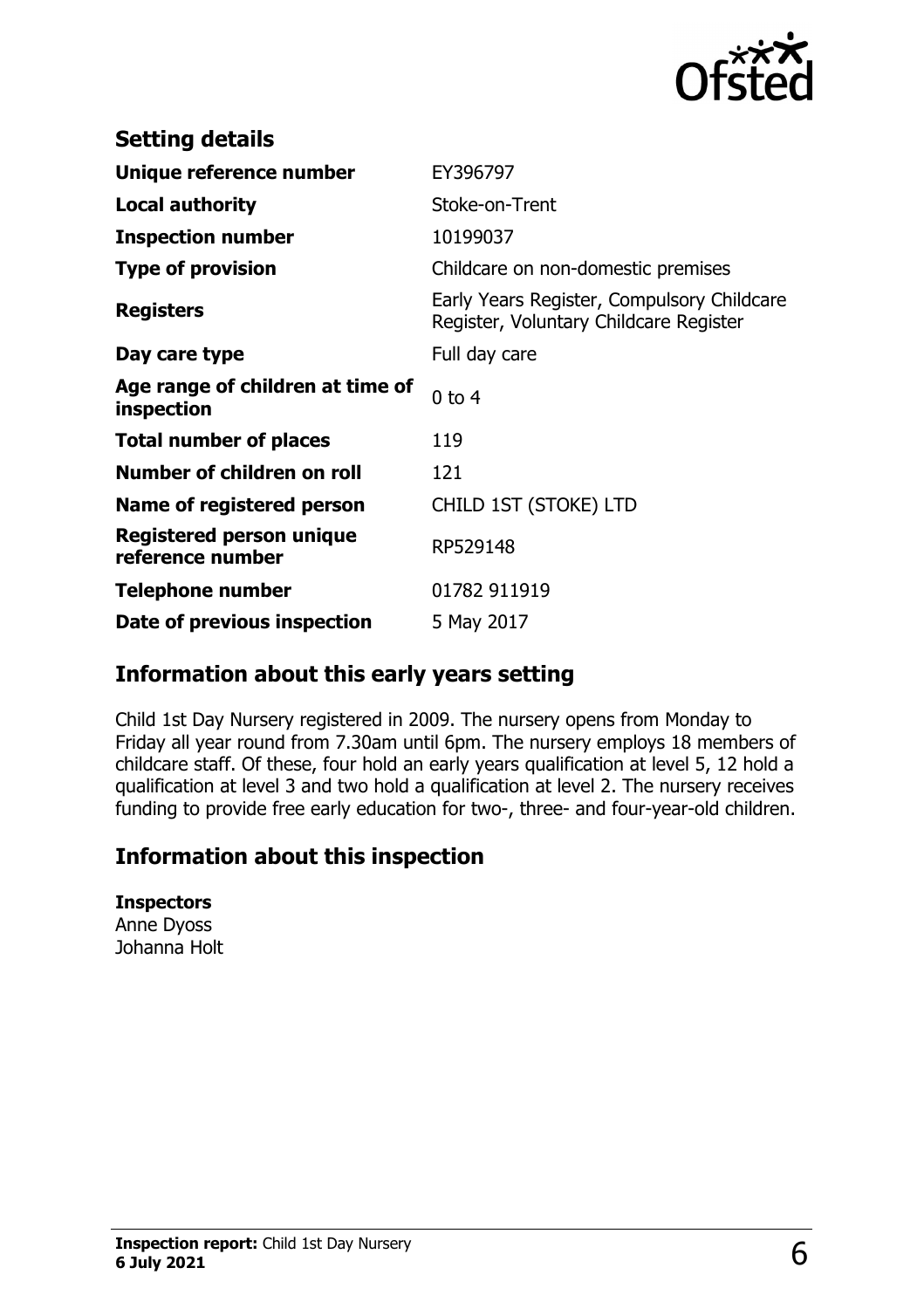## Setting details

| | |
|---|---|
| **Unique reference number** | EY396797 |
| **Local authority** | Stoke-on-Trent |
| **Inspection number** | 10199037 |
| **Type of provision** | Childcare on non-domestic premises |
| **Registers** | Early Years Register, Compulsory Childcare Register, Voluntary Childcare Register |
| **Day care type** | Full day care |
| **Age range of children at time of inspection** | 0 to 4 |
| **Total number of places** | 119 |
| **Number of children on roll** | 121 |
| **Name of registered person** | CHILD 1ST (STOKE) LTD |
| **Registered person unique reference number** | RP529148 |
| **Telephone number** | 01782 911919 |
| **Date of previous inspection** | 5 May 2017 |

## Information about this early years setting

Child 1st Day Nursery registered in 2009. The nursery opens from Monday to Friday all year round from 7.30am until 6pm. The nursery employs 18 members of childcare staff. Of these, four hold an early years qualification at level 5, 12 hold a qualification at level 3 and two hold a qualification at level 2. The nursery receives funding to provide free early education for two-, three- and four-year-old children.

## Information about this inspection

**Inspectors**
Anne Dyoss
Johanna Holt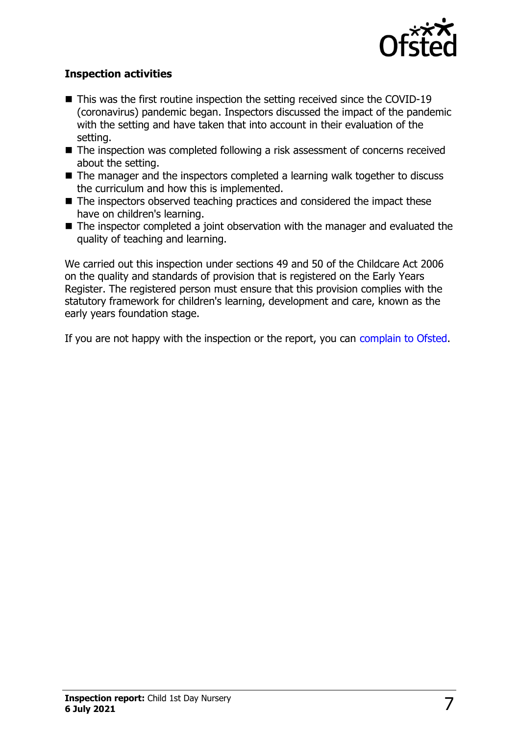### Inspection activities

- This was the first routine inspection the setting received since the COVID-19 (coronavirus) pandemic began. Inspectors discussed the impact of the pandemic with the setting and have taken that into account in their evaluation of the setting.
- The inspection was completed following a risk assessment of concerns received about the setting.
- The manager and the inspectors completed a learning walk together to discuss the curriculum and how this is implemented.
- The inspectors observed teaching practices and considered the impact these have on children's learning.
- The inspector completed a joint observation with the manager and evaluated the quality of teaching and learning.

We carried out this inspection under sections 49 and 50 of the Childcare Act 2006 on the quality and standards of provision that is registered on the Early Years Register. The registered person must ensure that this provision complies with the statutory framework for children's learning, development and care, known as the early years foundation stage.

If you are not happy with the inspection or the report, you can complain to Ofsted.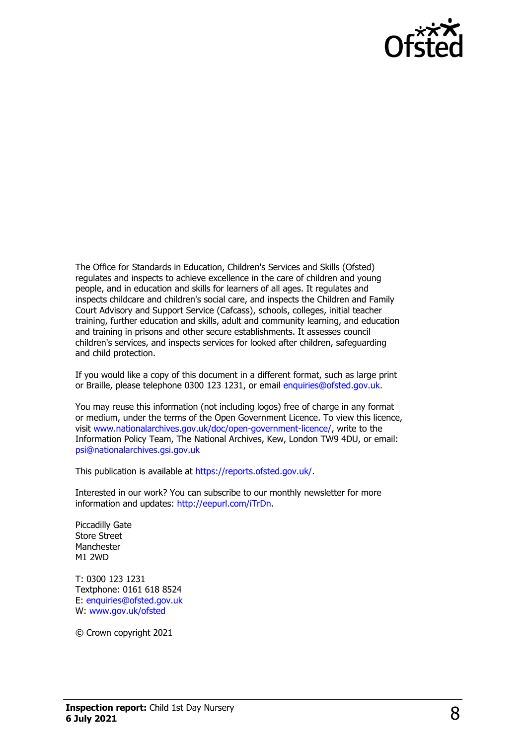The Office for Standards in Education, Children's Services and Skills (Ofsted) regulates and inspects to achieve excellence in the care of children and young people, and in education and skills for learners of all ages. It regulates and inspects childcare and children's social care, and inspects the Children and Family Court Advisory and Support Service (Cafcass), schools, colleges, initial teacher training, further education and skills, adult and community learning, and education and training in prisons and other secure establishments. It assesses council children's services, and inspects services for looked after children, safeguarding and child protection.

If you would like a copy of this document in a different format, such as large print or Braille, please telephone 0300 123 1231, or email enquiries@ofsted.gov.uk.

You may reuse this information (not including logos) free of charge in any format or medium, under the terms of the Open Government Licence. To view this licence, visit www.nationalarchives.gov.uk/doc/open-government-licence/, write to the Information Policy Team, The National Archives, Kew, London TW9 4DU, or email: psi@nationalarchives.gsi.gov.uk

This publication is available at https://reports.ofsted.gov.uk/.

Interested in our work? You can subscribe to our monthly newsletter for more information and updates: http://eepurl.com/iTrDn.

Piccadilly Gate
Store Street
Manchester
M1 2WD

T: 0300 123 1231
Textphone: 0161 618 8524
E: enquiries@ofsted.gov.uk
W: www.gov.uk/ofsted

© Crown copyright 2021